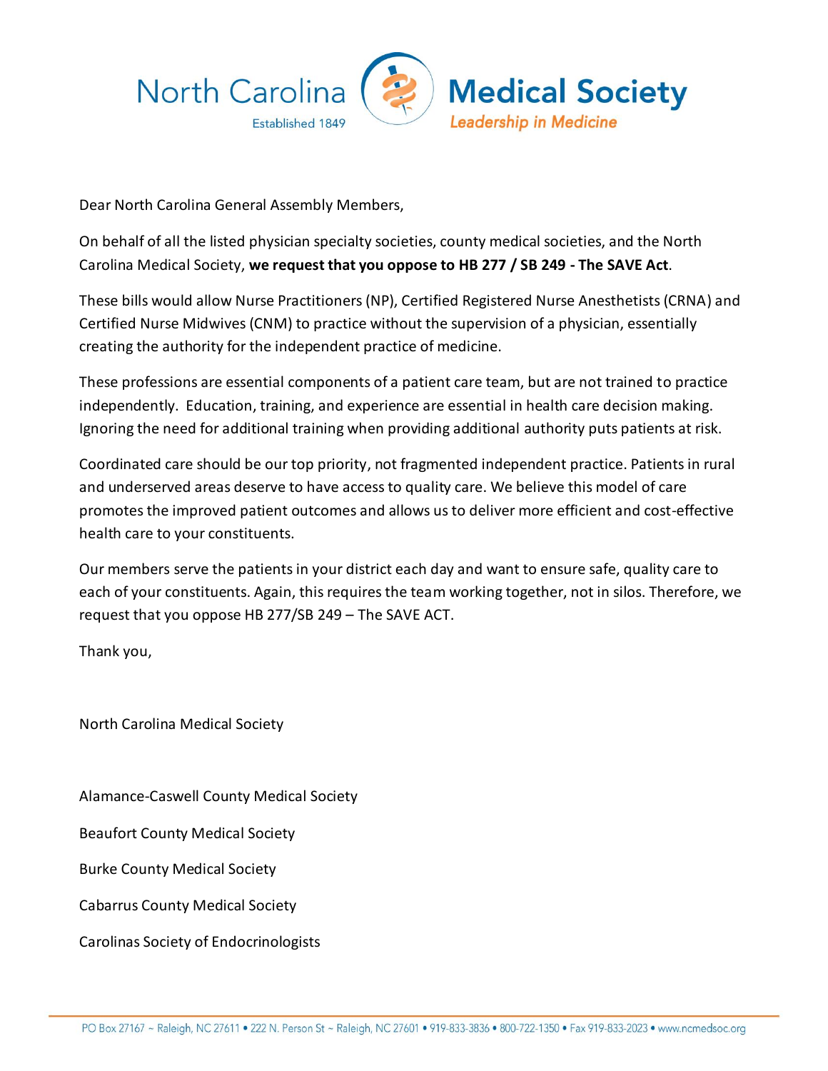North Carolina Medical Society
Established 1849
Leadership in Medicine

Dear North Carolina General Assembly Members,

On behalf of all the listed physician specialty societies, county medical societies, and the North Carolina Medical Society, **we request that you oppose to HB 277 / SB 249 - The SAVE Act**.

These bills would allow Nurse Practitioners (NP), Certified Registered Nurse Anesthetists (CRNA) and Certified Nurse Midwives (CNM) to practice without the supervision of a physician, essentially creating the authority for the independent practice of medicine.

These professions are essential components of a patient care team, but are not trained to practice independently. Education, training, and experience are essential in health care decision making. Ignoring the need for additional training when providing additional authority puts patients at risk.

Coordinated care should be our top priority, not fragmented independent practice. Patients in rural and underserved areas deserve to have access to quality care. We believe this model of care promotes the improved patient outcomes and allows us to deliver more efficient and cost-effective health care to your constituents.

Our members serve the patients in your district each day and want to ensure safe, quality care to each of your constituents. Again, this requires the team working together, not in silos. Therefore, we request that you oppose HB 277/SB 249 – The SAVE ACT.

Thank you,

North Carolina Medical Society

Alamance-Caswell County Medical Society

Beaufort County Medical Society

Burke County Medical Society

Cabarrus County Medical Society

Carolinas Society of Endocrinologists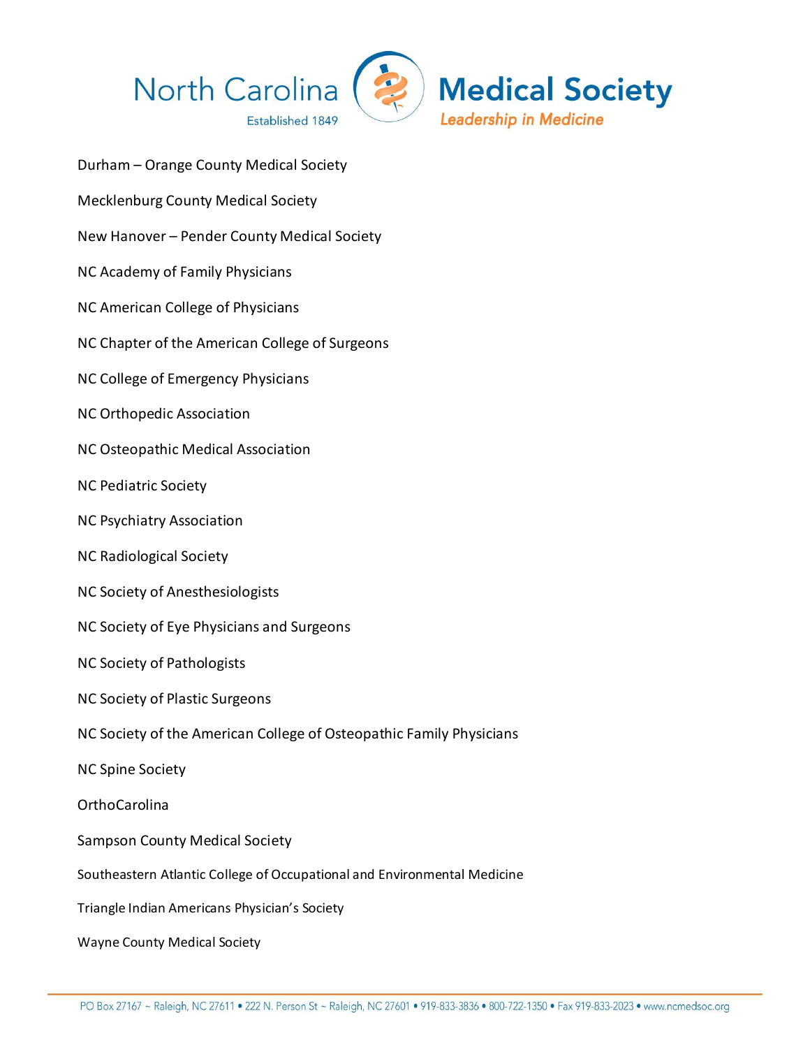Durham – Orange County Medical Society

Mecklenburg County Medical Society

New Hanover – Pender County Medical Society

NC Academy of Family Physicians

NC American College of Physicians

NC Chapter of the American College of Surgeons

NC College of Emergency Physicians

NC Orthopedic Association

NC Osteopathic Medical Association

NC Pediatric Society

NC Psychiatry Association

NC Radiological Society

NC Society of Anesthesiologists

NC Society of Eye Physicians and Surgeons

NC Society of Pathologists

NC Society of Plastic Surgeons

NC Society of the American College of Osteopathic Family Physicians

NC Spine Society

OrthoCarolina

Sampson County Medical Society

Southeastern Atlantic College of Occupational and Environmental Medicine

Triangle Indian Americans Physician's Society

Wayne County Medical Society